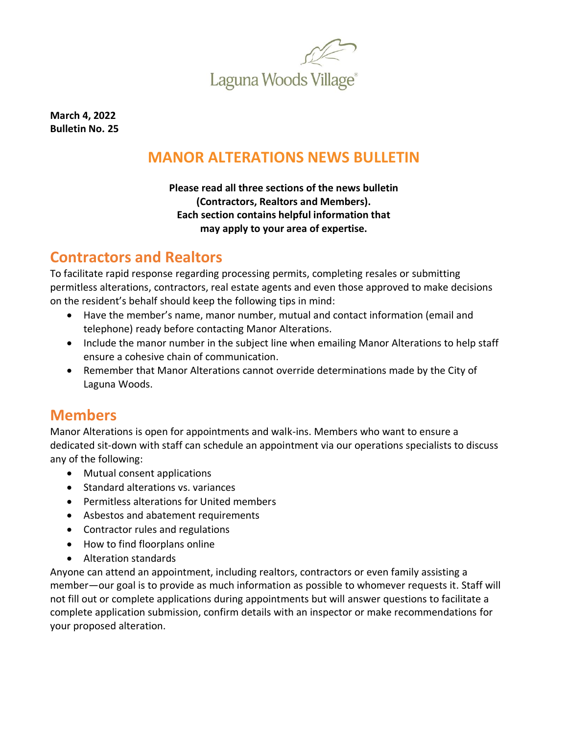Laguna Woods Village®

**March 4, 2022**
**Bulletin No. 25**

# MANOR ALTERATIONS NEWS BULLETIN

**Please read all three sections of the news bulletin (Contractors, Realtors and Members). Each section contains helpful information that may apply to your area of expertise.**

## Contractors and Realtors

To facilitate rapid response regarding processing permits, completing resales or submitting permitless alterations, contractors, real estate agents and even those approved to make decisions on the resident's behalf should keep the following tips in mind:

- Have the member's name, manor number, mutual and contact information (email and telephone) ready before contacting Manor Alterations.
- Include the manor number in the subject line when emailing Manor Alterations to help staff ensure a cohesive chain of communication.
- Remember that Manor Alterations cannot override determinations made by the City of Laguna Woods.

## Members

Manor Alterations is open for appointments and walk-ins. Members who want to ensure a dedicated sit-down with staff can schedule an appointment via our operations specialists to discuss any of the following:

- Mutual consent applications
- Standard alterations vs. variances
- Permitless alterations for United members
- Asbestos and abatement requirements
- Contractor rules and regulations
- How to find floorplans online
- Alteration standards

Anyone can attend an appointment, including realtors, contractors or even family assisting a member—our goal is to provide as much information as possible to whomever requests it. Staff will not fill out or complete applications during appointments but will answer questions to facilitate a complete application submission, confirm details with an inspector or make recommendations for your proposed alteration.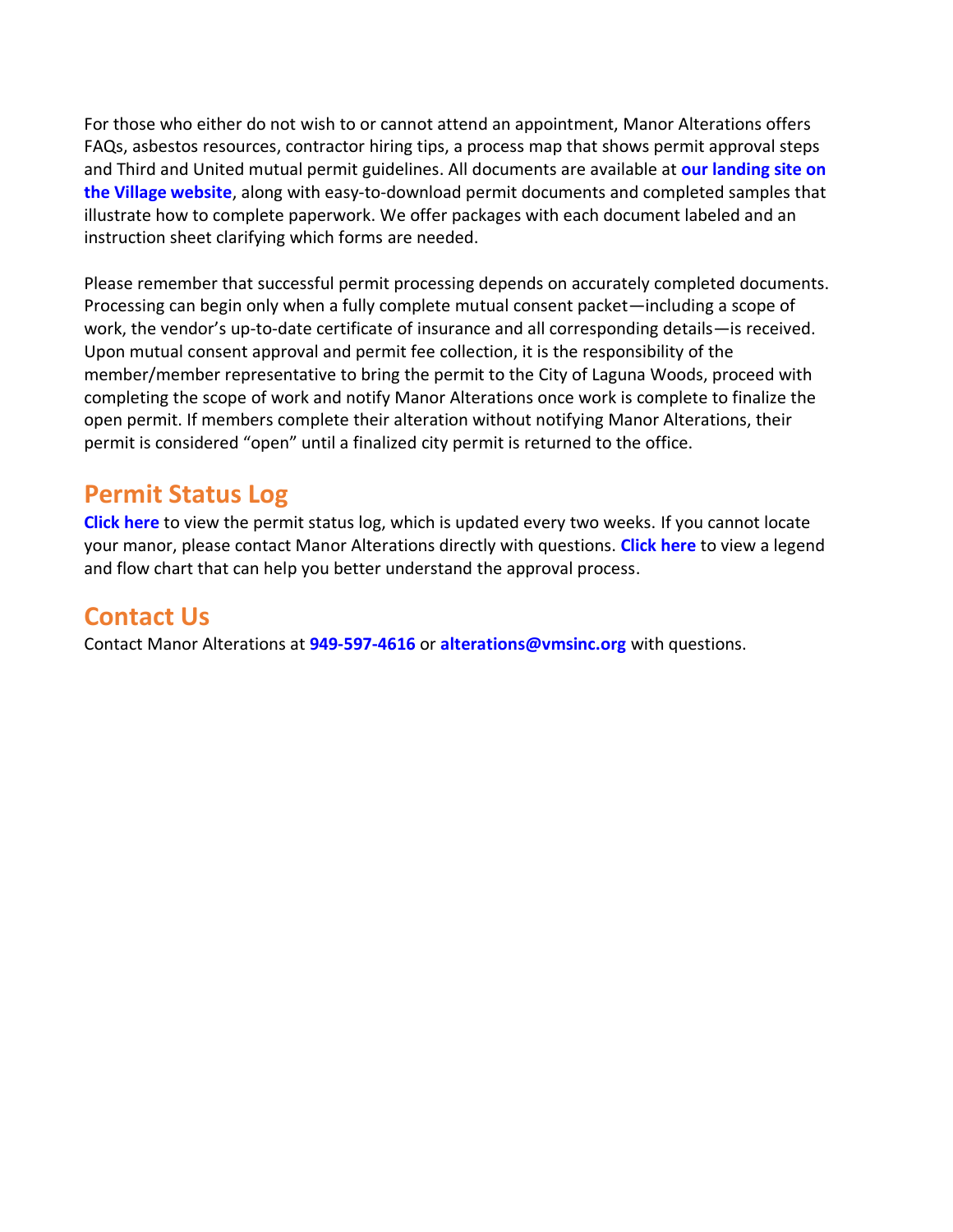For those who either do not wish to or cannot attend an appointment, Manor Alterations offers FAQs, asbestos resources, contractor hiring tips, a process map that shows permit approval steps and Third and United mutual permit guidelines. All documents are available at **our landing site on the Village website**, along with easy-to-download permit documents and completed samples that illustrate how to complete paperwork. We offer packages with each document labeled and an instruction sheet clarifying which forms are needed.

Please remember that successful permit processing depends on accurately completed documents. Processing can begin only when a fully complete mutual consent packet—including a scope of work, the vendor's up-to-date certificate of insurance and all corresponding details—is received. Upon mutual consent approval and permit fee collection, it is the responsibility of the member/member representative to bring the permit to the City of Laguna Woods, proceed with completing the scope of work and notify Manor Alterations once work is complete to finalize the open permit. If members complete their alteration without notifying Manor Alterations, their permit is considered "open" until a finalized city permit is returned to the office.

## Permit Status Log

**Click here** to view the permit status log, which is updated every two weeks. If you cannot locate your manor, please contact Manor Alterations directly with questions. **Click here** to view a legend and flow chart that can help you better understand the approval process.

## Contact Us

Contact Manor Alterations at **949-597-4616** or **alterations@vmsinc.org** with questions.